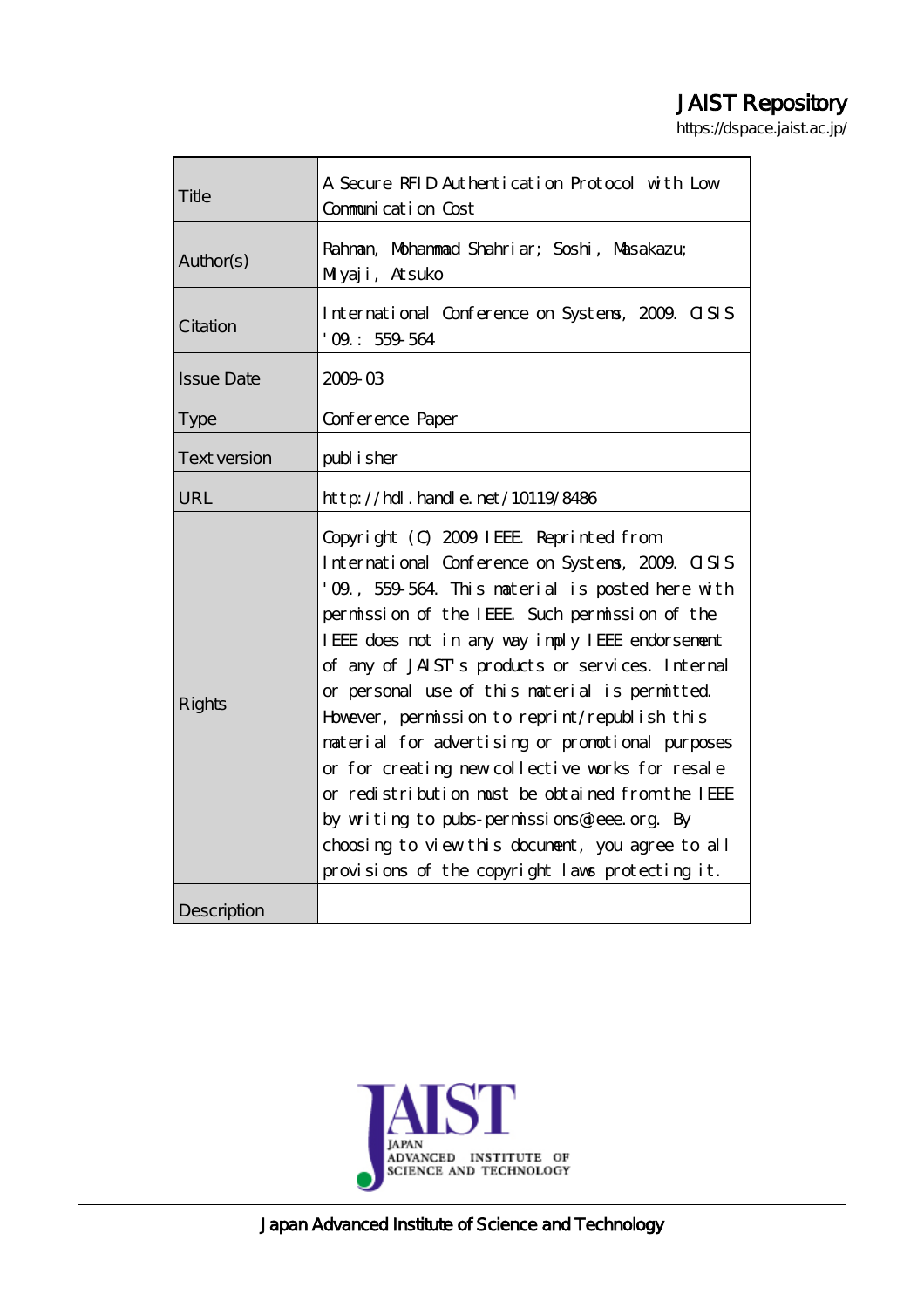JAIST Repository

https://dspace.jaist.ac.jp/

| | |
|---|---|
| Title | A Secure RFID Authentication Protocol with Low Communication Cost |
| Author(s) | Rahman, Mohammad Shahriar; Soshi, Masakazu; Miyaji, Atsuko |
| Citation | International Conference on Systems, 2009. CISIS '09.: 559-564 |
| Issue Date | 2009-03 |
| Type | Conference Paper |
| Text version | publisher |
| URL | http://hdl.handle.net/10119/8486 |
| Rights | Copyright (C) 2009 IEEE. Reprinted from International Conference on Systems, 2009. CISIS '09., 559-564. This material is posted here with permission of the IEEE. Such permission of the IEEE does not in any way imply IEEE endorsement of any of JAIST's products or services. Internal or personal use of this material is permitted. However, permission to reprint/republish this material for advertising or promotional purposes or for creating new collective works for resale or redistribution must be obtained from the IEEE by writing to pubs-permissions@ieee.org. By choosing to view this document, you agree to all provisions of the copyright laws protecting it. |
| Description | |

Japan Advanced Institute of Science and Technology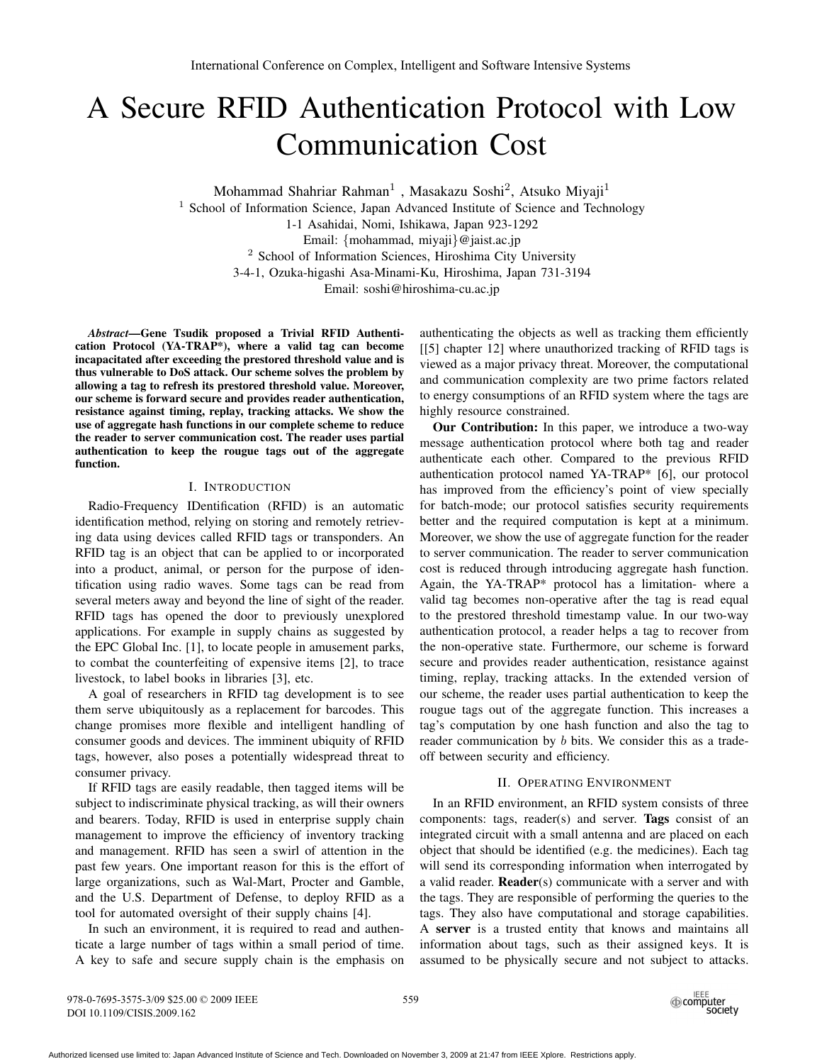International Conference on Complex, Intelligent and Software Intensive Systems

# A Secure RFID Authentication Protocol with Low Communication Cost

Mohammad Shahriar Rahman[1] , Masakazu Soshi[2], Atsuko Miyaji[1]

[1] School of Information Science, Japan Advanced Institute of Science and Technology
1-1 Asahidai, Nomi, Ishikawa, Japan 923-1292
Email: {mohammad, miyaji}@jaist.ac.jp

[2] School of Information Sciences, Hiroshima City University
3-4-1, Ozuka-higashi Asa-Minami-Ku, Hiroshima, Japan 731-3194
Email: soshi@hiroshima-cu.ac.jp

***Abstract*—Gene Tsudik proposed a Trivial RFID Authentication Protocol (YA-TRAP\*), where a valid tag can become incapacitated after exceeding the prestored threshold value and is thus vulnerable to DoS attack. Our scheme solves the problem by allowing a tag to refresh its prestored threshold value. Moreover, our scheme is forward secure and provides reader authentication, resistance against timing, replay, tracking attacks. We show the use of aggregate hash functions in our complete scheme to reduce the reader to server communication cost. The reader uses partial authentication to keep the rougue tags out of the aggregate function.**

## I. Introduction

Radio-Frequency IDentification (RFID) is an automatic identification method, relying on storing and remotely retrieving data using devices called RFID tags or transponders. An RFID tag is an object that can be applied to or incorporated into a product, animal, or person for the purpose of identification using radio waves. Some tags can be read from several meters away and beyond the line of sight of the reader. RFID tags has opened the door to previously unexplored applications. For example in supply chains as suggested by the EPC Global Inc. [1], to locate people in amusement parks, to combat the counterfeiting of expensive items [2], to trace livestock, to label books in libraries [3], etc.

A goal of researchers in RFID tag development is to see them serve ubiquitously as a replacement for barcodes. This change promises more flexible and intelligent handling of consumer goods and devices. The imminent ubiquity of RFID tags, however, also poses a potentially widespread threat to consumer privacy.

If RFID tags are easily readable, then tagged items will be subject to indiscriminate physical tracking, as will their owners and bearers. Today, RFID is used in enterprise supply chain management to improve the efficiency of inventory tracking and management. RFID has seen a swirl of attention in the past few years. One important reason for this is the effort of large organizations, such as Wal-Mart, Procter and Gamble, and the U.S. Department of Defense, to deploy RFID as a tool for automated oversight of their supply chains [4].

In such an environment, it is required to read and authenticate a large number of tags within a small period of time. A key to safe and secure supply chain is the emphasis on authenticating the objects as well as tracking them efficiently [[5] chapter 12] where unauthorized tracking of RFID tags is viewed as a major privacy threat. Moreover, the computational and communication complexity are two prime factors related to energy consumptions of an RFID system where the tags are highly resource constrained.

**Our Contribution:** In this paper, we introduce a two-way message authentication protocol where both tag and reader authenticate each other. Compared to the previous RFID authentication protocol named YA-TRAP\* [6], our protocol has improved from the efficiency's point of view specially for batch-mode; our protocol satisfies security requirements better and the required computation is kept at a minimum. Moreover, we show the use of aggregate function for the reader to server communication. The reader to server communication cost is reduced through introducing aggregate hash function. Again, the YA-TRAP\* protocol has a limitation- where a valid tag becomes non-operative after the tag is read equal to the prestored threshold timestamp value. In our two-way authentication protocol, a reader helps a tag to recover from the non-operative state. Furthermore, our scheme is forward secure and provides reader authentication, resistance against timing, replay, tracking attacks. In the extended version of our scheme, the reader uses partial authentication to keep the rougue tags out of the aggregate function. This increases a tag's computation by one hash function and also the tag to reader communication by $b$ bits. We consider this as a trade-off between security and efficiency.

## II. Operating Environment

In an RFID environment, an RFID system consists of three components: tags, reader(s) and server. **Tags** consist of an integrated circuit with a small antenna and are placed on each object that should be identified (e.g. the medicines). Each tag will send its corresponding information when interrogated by a valid reader. **Reader**(s) communicate with a server and with the tags. They are responsible of performing the queries to the tags. They also have computational and storage capabilities. A **server** is a trusted entity that knows and maintains all information about tags, such as their assigned keys. It is assumed to be physically secure and not subject to attacks.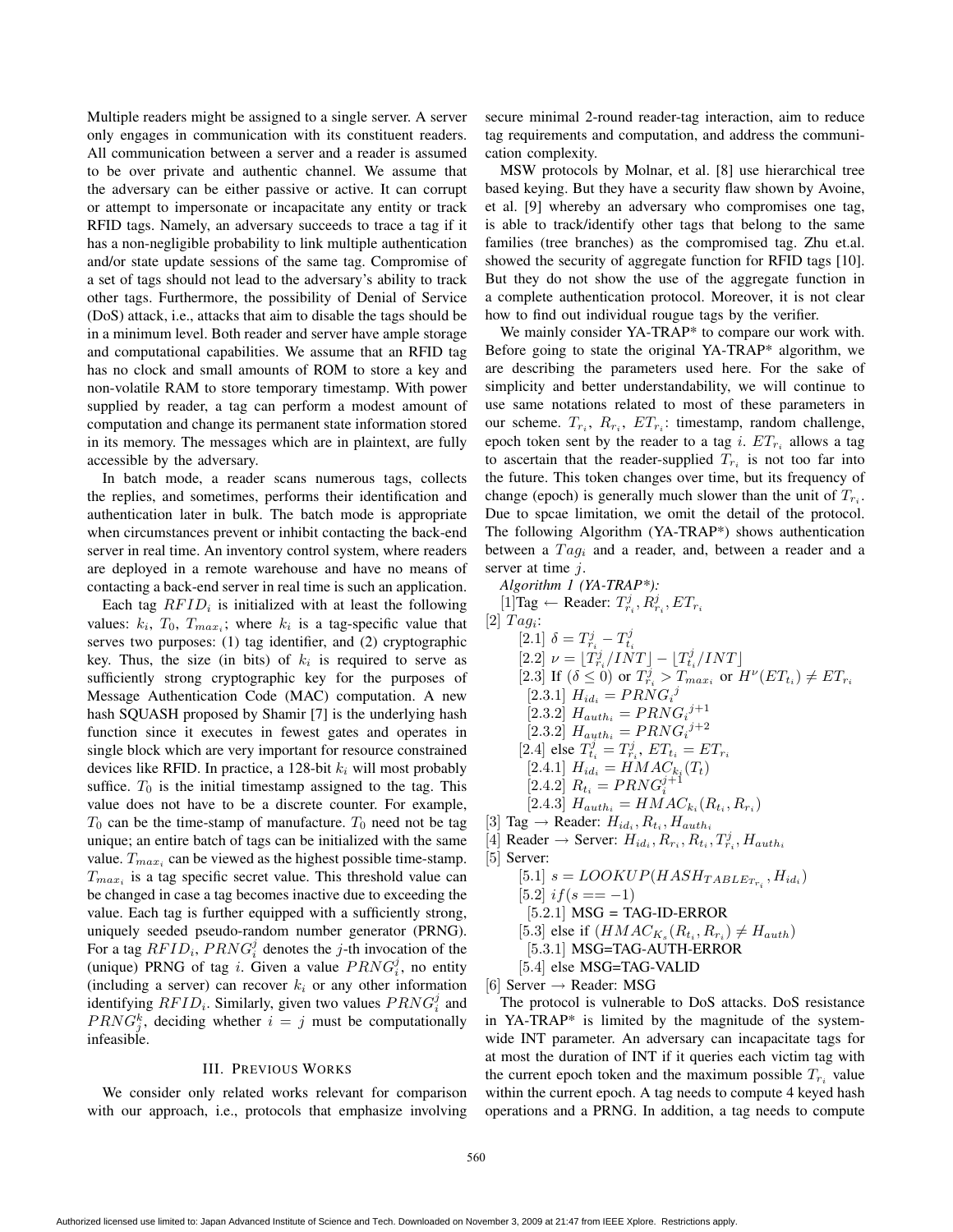Multiple readers might be assigned to a single server. A server only engages in communication with its constituent readers. All communication between a server and a reader is assumed to be over private and authentic channel. We assume that the adversary can be either passive or active. It can corrupt or attempt to impersonate or incapacitate any entity or track RFID tags. Namely, an adversary succeeds to trace a tag if it has a non-negligible probability to link multiple authentication and/or state update sessions of the same tag. Compromise of a set of tags should not lead to the adversary's ability to track other tags. Furthermore, the possibility of Denial of Service (DoS) attack, i.e., attacks that aim to disable the tags should be in a minimum level. Both reader and server have ample storage and computational capabilities. We assume that an RFID tag has no clock and small amounts of ROM to store a key and non-volatile RAM to store temporary timestamp. With power supplied by reader, a tag can perform a modest amount of computation and change its permanent state information stored in its memory. The messages which are in plaintext, are fully accessible by the adversary.

In batch mode, a reader scans numerous tags, collects the replies, and sometimes, performs their identification and authentication later in bulk. The batch mode is appropriate when circumstances prevent or inhibit contacting the back-end server in real time. An inventory control system, where readers are deployed in a remote warehouse and have no means of contacting a back-end server in real time is such an application.

Each tag $RFID_i$ is initialized with at least the following values: $k_i$, $T_0$, $T_{max_i}$; where $k_i$ is a tag-specific value that serves two purposes: (1) tag identifier, and (2) cryptographic key. Thus, the size (in bits) of $k_i$ is required to serve as sufficiently strong cryptographic key for the purposes of Message Authentication Code (MAC) computation. A new hash SQUASH proposed by Shamir [7] is the underlying hash function since it executes in fewest gates and operates in single block which are very important for resource constrained devices like RFID. In practice, a 128-bit $k_i$ will most probably suffice. $T_0$ is the initial timestamp assigned to the tag. This value does not have to be a discrete counter. For example, $T_0$ can be the time-stamp of manufacture. $T_0$ need not be tag unique; an entire batch of tags can be initialized with the same value. $T_{max_i}$ can be viewed as the highest possible time-stamp. $T_{max_i}$ is a tag specific secret value. This threshold value can be changed in case a tag becomes inactive due to exceeding the value. Each tag is further equipped with a sufficiently strong, uniquely seeded pseudo-random number generator (PRNG). For a tag $RFID_i$, $PRNG_i^j$ denotes the $j$-th invocation of the (unique) PRNG of tag $i$. Given a value $PRNG_i^j$, no entity (including a server) can recover $k_i$ or any other information identifying $RFID_i$. Similarly, given two values $PRNG_i^j$ and $PRNG_j^k$, deciding whether $i = j$ must be computationally infeasible.

## III. Previous Works

We consider only related works relevant for comparison with our approach, i.e., protocols that emphasize involving secure minimal 2-round reader-tag interaction, aim to reduce tag requirements and computation, and address the communication complexity.

MSW protocols by Molnar, et al. [8] use hierarchical tree based keying. But they have a security flaw shown by Avoine, et al. [9] whereby an adversary who compromises one tag, is able to track/identify other tags that belong to the same families (tree branches) as the compromised tag. Zhu et.al. showed the security of aggregate function for RFID tags [10]. But they do not show the use of the aggregate function in a complete authentication protocol. Moreover, it is not clear how to find out individual rougue tags by the verifier.

We mainly consider YA-TRAP* to compare our work with. Before going to state the original YA-TRAP* algorithm, we are describing the parameters used here. For the sake of simplicity and better understandability, we will continue to use same notations related to most of these parameters in our scheme. $T_{r_i}$, $R_{r_i}$, $ET_{r_i}$: timestamp, random challenge, epoch token sent by the reader to a tag $i$. $ET_{r_i}$ allows a tag to ascertain that the reader-supplied $T_{r_i}$ is not too far into the future. This token changes over time, but its frequency of change (epoch) is generally much slower than the unit of $T_{r_i}$. Due to spcae limitation, we omit the detail of the protocol. The following Algorithm (YA-TRAP*) shows authentication between a $Tag_i$ and a reader, and, between a reader and a server at time $j$.

*Algorithm 1 (YA-TRAP\*):*

[1]Tag ← Reader: $T_{r_i}^j, R_{r_i}^j, ET_{r_i}$

[2] $Tag_i$:

  [2.1] $\delta = T_{r_i}^j - T_{t_i}^j$

  [2.2] $\nu = \lfloor T_{r_i}^j / INT \rfloor - \lfloor T_{t_i}^j / INT \rfloor$

  [2.3] If $(\delta \leq 0)$ or $T_{r_i}^j > T_{max_i}$ or $H^{\nu}(ET_{t_i}) \neq ET_{r_i}$

    [2.3.1] $H_{id_i} = PRNG_i^j$

    [2.3.2] $H_{auth_i} = PRNG_i^{j+1}$

    [2.3.2] $H_{auth_i} = PRNG_i^{j+2}$

  [2.4] else $T_{t_i}^j = T_{r_i}^j$, $ET_{t_i} = ET_{r_i}$

    [2.4.1] $H_{id_i} = HMAC_{k_i}(T_t)$

    [2.4.2] $R_{t_i} = PRNG_i^{j+1}$

    [2.4.3] $H_{auth_i} = HMAC_{k_i}(R_{t_i}, R_{r_i})$

[3] Tag → Reader: $H_{id_i}, R_{t_i}, H_{auth_i}$

[4] Reader → Server: $H_{id_i}, R_{r_i}, R_{t_i}, T_{r_i}^j, H_{auth_i}$

[5] Server:

  [5.1] $s = LOOKUP(HASH_{TABLE_{T_{r_i}}}, H_{id_i})$

  [5.2] $if(s == -1)$

    [5.2.1] MSG = TAG-ID-ERROR

  [5.3] else if $(HMAC_{K_s}(R_{t_i}, R_{r_i}) \neq H_{auth})$

    [5.3.1] MSG=TAG-AUTH-ERROR

  [5.4] else MSG=TAG-VALID

[6] Server → Reader: MSG

The protocol is vulnerable to DoS attacks. DoS resistance in YA-TRAP* is limited by the magnitude of the system-wide INT parameter. An adversary can incapacitate tags for at most the duration of INT if it queries each victim tag with the current epoch token and the maximum possible $T_{r_i}$ value within the current epoch. A tag needs to compute 4 keyed hash operations and a PRNG. In addition, a tag needs to compute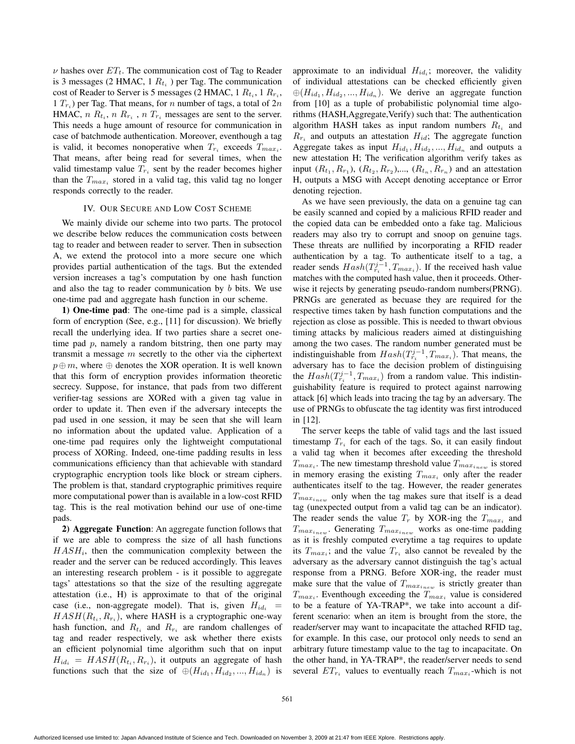$\nu$ hashes over $ET_t$. The communication cost of Tag to Reader is 3 messages (2 HMAC, 1 $R_{t_i}$ ) per Tag. The communication cost of Reader to Server is 5 messages (2 HMAC, 1 $R_{t_i}$, 1 $R_{r_i}$, 1 $T_{r_i}$) per Tag. That means, for $n$ number of tags, a total of $2n$ HMAC, $n$ $R_{t_i}$, $n$ $R_{r_i}$ , $n$ $T_{r_i}$ messages are sent to the server. This needs a huge amount of resource for communication in case of batchmode authentication. Moreover, eventhough a tag is valid, it becomes nonoperative when $T_{r_i}$ exceeds $T_{max_i}$. That means, after being read for several times, when the valid timestamp value $T_{r_i}$ sent by the reader becomes higher than the $T_{max_i}$ stored in a valid tag, this valid tag no longer responds correctly to the reader.

## IV. Our Secure and Low Cost Scheme

We mainly divide our scheme into two parts. The protocol we describe below reduces the communication costs between tag to reader and between reader to server. Then in subsection A, we extend the protocol into a more secure one which provides partial authentication of the tags. But the extended version increases a tag's computation by one hash function and also the tag to reader communication by $b$ bits. We use one-time pad and aggregate hash function in our scheme.

**1) One-time pad**: The one-time pad is a simple, classical form of encryption (See, e.g., [11] for discussion). We briefly recall the underlying idea. If two parties share a secret one-time pad $p$, namely a random bitstring, then one party may transmit a message $m$ secretly to the other via the ciphertext $p \oplus m$, where $\oplus$ denotes the XOR operation. It is well known that this form of encryption provides information theoretic secrecy. Suppose, for instance, that pads from two different verifier-tag sessions are XORed with a given tag value in order to update it. Then even if the adversary intecepts the pad used in one session, it may be seen that she will learn no information about the updated value. Application of a one-time pad requires only the lightweight computational process of XORing. Indeed, one-time padding results in less communications efficiency than that achievable with standard cryptographic encryption tools like block or stream ciphers. The problem is that, standard cryptographic primitives require more computational power than is available in a low-cost RFID tag. This is the real motivation behind our use of one-time pads.

**2) Aggregate Function**: An aggregate function follows that if we are able to compress the size of all hash functions $HASH_i$, then the communication complexity between the reader and the server can be reduced accordingly. This leaves an interesting research problem - is it possible to aggregate tags' attestations so that the size of the resulting aggregate attestation (i.e., H) is approximate to that of the original case (i.e., non-aggregate model). That is, given $H_{id_i} = HASH(R_{t_i}, R_{r_i})$, where HASH is a cryptographic one-way hash function, and $R_{t_i}$ and $R_{r_i}$ are random challenges of tag and reader respectively, we ask whether there exists an efficient polynomial time algorithm such that on input $H_{id_i} = HASH(R_{t_i}, R_{r_i})$, it outputs an aggregate of hash functions such that the size of $\oplus(H_{id1}, H_{id2}, ..., H_{idn})$ is approximate to an individual $H_{id_i}$; moreover, the validity of individual attestations can be checked efficiently given $\oplus(H_{id_1}, H_{id_2}, ..., H_{id_n})$. We derive an aggregate function from [10] as a tuple of probabilistic polynomial time algorithms (HASH,Aggregate,Verify) such that: The authentication algorithm HASH takes as input random numbers $R_{t_i}$ and $R_{r_i}$ and outputs an attestation $H_{id}$; The aggregate function Aggregate takes as input $H_{id_1}, H_{id_2}, ..., H_{id_n}$ and outputs a new attestation H; The verification algorithm verify takes as input $(R_{t_1}, R_{r_1})$, $(R_{t_2}, R_{r_2})$,..., $(R_{t_n}, R_{r_n})$ and an attestation H, outputs a MSG with Accept denoting acceptance or Error denoting rejection.

As we have seen previously, the data on a genuine tag can be easily scanned and copied by a malicious RFID reader and the copied data can be embedded onto a fake tag. Malicious readers may also try to corrupt and snoop on genuine tags. These threats are nullified by incorporating a RFID reader authentication by a tag. To authenticate itself to a tag, a reader sends $Hash(T_{r_i}^{j-1}, T_{max_i})$. If the received hash value matches with the computed hash value, then it proceeds. Otherwise it rejects by generating pseudo-random numbers(PRNG). PRNGs are generated as becuase they are required for the respective times taken by hash function computations and the rejection as close as possible. This is needed to thwart obvious timing attacks by malicious readers aimed at distinguishing among the two cases. The random number generated must be indistinguishable from $Hash(T_{r_i}^{j-1}, T_{max_i})$. That means, the adversary has to face the decision problem of distinguising the $Hash(T_{r_i}^{j-1}, T_{max_i})$ from a random value. This indistinguishability feature is required to protect against narrowing attack [6] which leads into tracing the tag by an adversary. The use of PRNGs to obfuscate the tag identity was first introduced in [12].

The server keeps the table of valid tags and the last issued timestamp $T_{r_i}$ for each of the tags. So, it can easily findout a valid tag when it becomes after exceeding the threshold $T_{max_i}$. The new timestamp threshold value $T_{max_{i_{new}}}$ is stored in memory erasing the existing $T_{max_i}$ only after the reader authenticates itself to the tag. However, the reader generates $T_{max_{i_{new}}}$ only when the tag makes sure that itself is a dead tag (unexpected output from a valid tag can be an indicator). The reader sends the value $T_r$ by XOR-ing the $T_{max_i}$ and $T_{max_{i_{new}}}$. Generating $T_{max_{i_{new}}}$ works as one-time padding as it is freshly computed everytime a tag requires to update its $T_{max_i}$; and the value $T_{r_i}$ also cannot be revealed by the adversary as the adversary cannot distinguish the tag's actual response from a PRNG. Before XOR-ing, the reader must make sure that the value of $T_{max_{i_{new}}}$ is strictly greater than $T_{max_i}$. Eventhough exceeding the $T_{max_i}$ value is considered to be a feature of YA-TRAP*, we take into account a different scenario: when an item is brought from the store, the reader/server may want to incapacitate the attached RFID tag, for example. In this case, our protocol only needs to send an arbitrary future timestamp value to the tag to incapacitate. On the other hand, in YA-TRAP*, the reader/server needs to send several $ET_{r_i}$ values to eventually reach $T_{max_i}$-which is not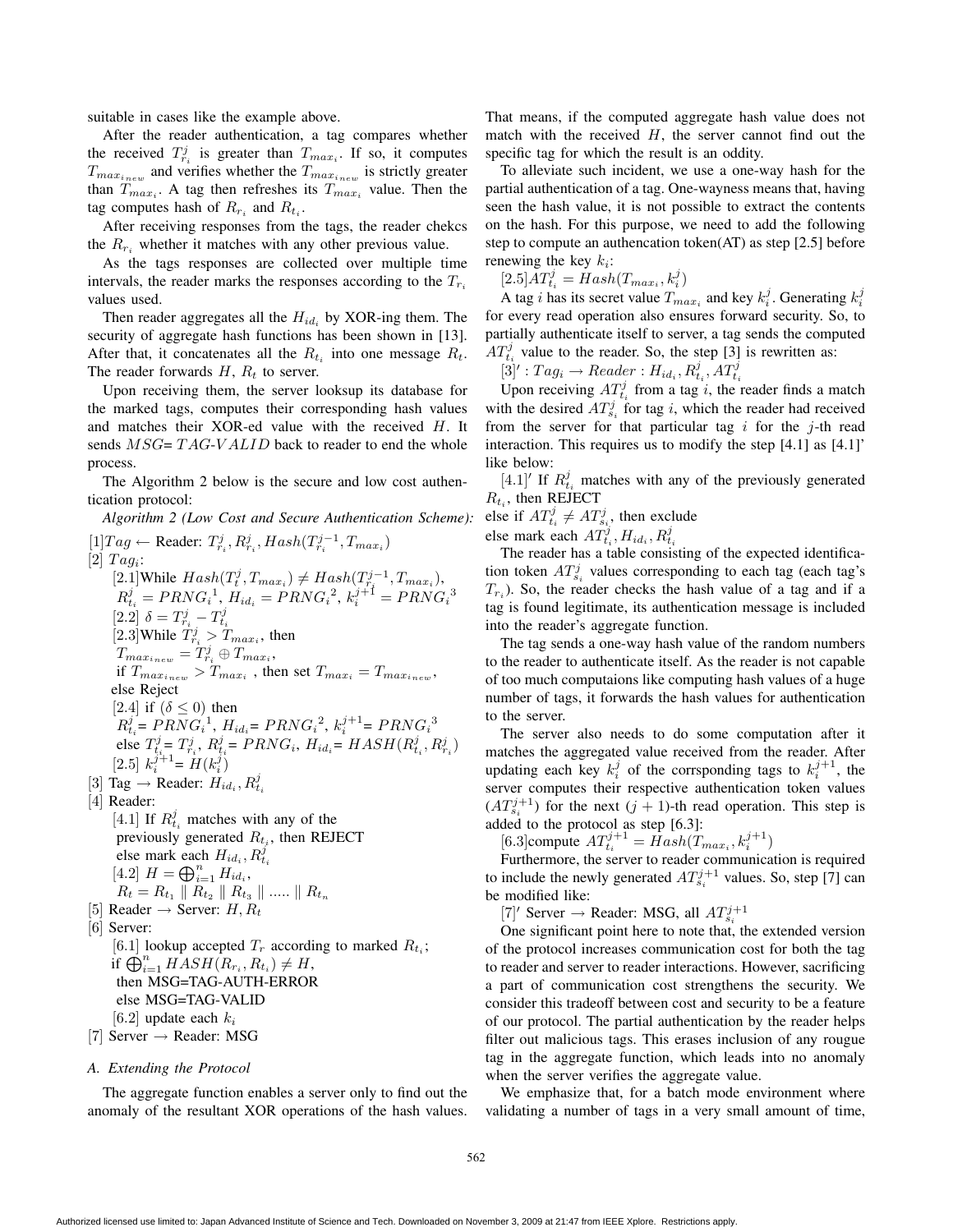suitable in cases like the example above.

After the reader authentication, a tag compares whether the received $T_{r_i}^j$ is greater than $T_{max_i}$. If so, it computes $T_{max_{inew}}$ and verifies whether the $T_{max_{inew}}$ is strictly greater than $T_{max_i}$. A tag then refreshes its $T_{max_i}$ value. Then the tag computes hash of $R_{r_i}$ and $R_{t_i}$.

After receiving responses from the tags, the reader chekcs the $R_{r_i}$ whether it matches with any other previous value.

As the tags responses are collected over multiple time intervals, the reader marks the responses according to the $T_{r_i}$ values used.

Then reader aggregates all the $H_{id_i}$ by XOR-ing them. The security of aggregate hash functions has been shown in [13]. After that, it concatenates all the $R_{t_i}$ into one message $R_t$. The reader forwards $H$, $R_t$ to server.

Upon receiving them, the server lookups its database for the marked tags, computes their corresponding hash values and matches their XOR-ed value with the received $H$. It sends $MSG$= $TAG$-$VALID$ back to reader to end the whole process.

The Algorithm 2 below is the secure and low cost authentication protocol:

*Algorithm 2 (Low Cost and Secure Authentication Scheme):*

[1]$Tag \leftarrow$ Reader: $T_{r_i}^j, R_{r_i}^j, Hash(T_{r_i}^{j-1}, T_{max_i})$

[2] $Tag_i$:

[2.1]While $Hash(T_t^j, T_{max_i}) \neq Hash(T_{r_i}^{j-1}, T_{max_i})$, $R_{t_i}^j = PRNG_i{}^1$, $H_{id_i} = PRNG_i{}^2$, $k_i^{j+1} = PRNG_i{}^3$

[2.2] $\delta = T_{r_i}^j - T_{t_i}^j$

[2.3]While $T_{r_i}^j > T_{max_i}$, then

$T_{max_{inew}} = T_{r_i}^j \oplus T_{max_i}$,

if $T_{max_{inew}} > T_{max_i}$ , then set $T_{max_i} = T_{max_{inew}}$,

else Reject

[2.4] if $(\delta \leq 0)$ then

$R_{t_i}^j$= $PRNG_i{}^1$, $H_{id_i}$= $PRNG_i{}^2$, $k_i^{j+1}$= $PRNG_i{}^3$

else $T_{t_i}^j$= $T_{r_i}^j$, $R_{t_i}^j$= $PRNG_i$, $H_{id_i}$= $HASH(R_{t_i}^j, R_{r_i}^j)$

[2.5] $k_i^{j+1}$= $H(k_i^j)$

[3] Tag $\rightarrow$ Reader: $H_{id_i}, R_{t_i}^j$

[4] Reader:

[4.1] If $R_{t_i}^j$ matches with any of the previously generated $R_{t_i}$, then REJECT

else mark each $H_{id_i}, R_{t_i}^j$

[4.2] $H = \bigoplus_{i=1}^n H_{id_i}$,

$R_t = R_{t_1} \parallel R_{t_2} \parallel R_{t_3} \parallel ..... \parallel R_{t_n}$

[5] Reader $\rightarrow$ Server: $H, R_t$

[6] Server:

[6.1] lookup accepted $T_r$ according to marked $R_{t_i}$;

if $\bigoplus_{i=1}^n HASH(R_{r_i}, R_{t_i}) \neq H$,

then MSG=TAG-AUTH-ERROR

else MSG=TAG-VALID

[6.2] update each $k_i$

[7] Server $\rightarrow$ Reader: MSG

### A. Extending the Protocol

The aggregate function enables a server only to find out the anomaly of the resultant XOR operations of the hash values. That means, if the computed aggregate hash value does not match with the received $H$, the server cannot find out the specific tag for which the result is an oddity.

To alleviate such incident, we use a one-way hash for the partial authentication of a tag. One-wayness means that, having seen the hash value, it is not possible to extract the contents on the hash. For this purpose, we need to add the following step to compute an authencation token(AT) as step [2.5] before renewing the key $k_i$:

$[2.5] AT_{t_i}^j = Hash(T_{max_i}, k_i^j)$

A tag $i$ has its secret value $T_{max_i}$ and key $k_i^j$. Generating $k_i^j$ for every read operation also ensures forward security. So, to partially authenticate itself to server, a tag sends the computed $AT_{t_i}^j$ value to the reader. So, the step [3] is rewritten as:

$[3]' : Tag_i \rightarrow Reader : H_{id_i}, R_{t_i}^j, AT_{t_i}^j$

Upon receiving $AT_{t_i}^j$ from a tag $i$, the reader finds a match with the desired $AT_{s_i}^j$ for tag $i$, which the reader had received from the server for that particular tag $i$ for the $j$-th read interaction. This requires us to modify the step [4.1] as [4.1]' like below:

$[4.1]'$ If $R_{t_i}^j$ matches with any of the previously generated $R_{t_i}$, then REJECT

else if $AT_{t_i}^j \neq AT_{s_i}^j$, then exclude

else mark each $AT_{t_i}^j, H_{id_i}, R_{t_i}^j$

The reader has a table consisting of the expected identification token $AT_{s_i}^j$ values corresponding to each tag (each tag's $T_{r_i}$). So, the reader checks the hash value of a tag and if a tag is found legitimate, its authentication message is included into the reader's aggregate function.

The tag sends a one-way hash value of the random numbers to the reader to authenticate itself. As the reader is not capable of too much computaions like computing hash values of a huge number of tags, it forwards the hash values for authentication to the server.

The server also needs to do some computation after it matches the aggregated value received from the reader. After updating each key $k_i^j$ of the corrsponding tags to $k_i^{j+1}$, the server computes their respective authentication token values ($AT_{s_i}^{j+1}$) for the next $(j+1)$-th read operation. This step is added to the protocol as step [6.3]:

[6.3]compute $AT_{t_i}^{j+1} = Hash(T_{max_i}, k_i^{j+1})$

Furthermore, the server to reader communication is required to include the newly generated $AT_{s_i}^{j+1}$ values. So, step [7] can be modified like:

[7]' Server $\rightarrow$ Reader: MSG, all $AT_{s_i}^{j+1}$

One significant point here to note that, the extended version of the protocol increases communication cost for both the tag to reader and server to reader interactions. However, sacrificing a part of communication cost strengthens the security. We consider this tradeoff between cost and security to be a feature of our protocol. The partial authentication by the reader helps filter out malicious tags. This erases inclusion of any rougue tag in the aggregate function, which leads into no anomaly when the server verifies the aggregate value.

We emphasize that, for a batch mode environment where validating a number of tags in a very small amount of time,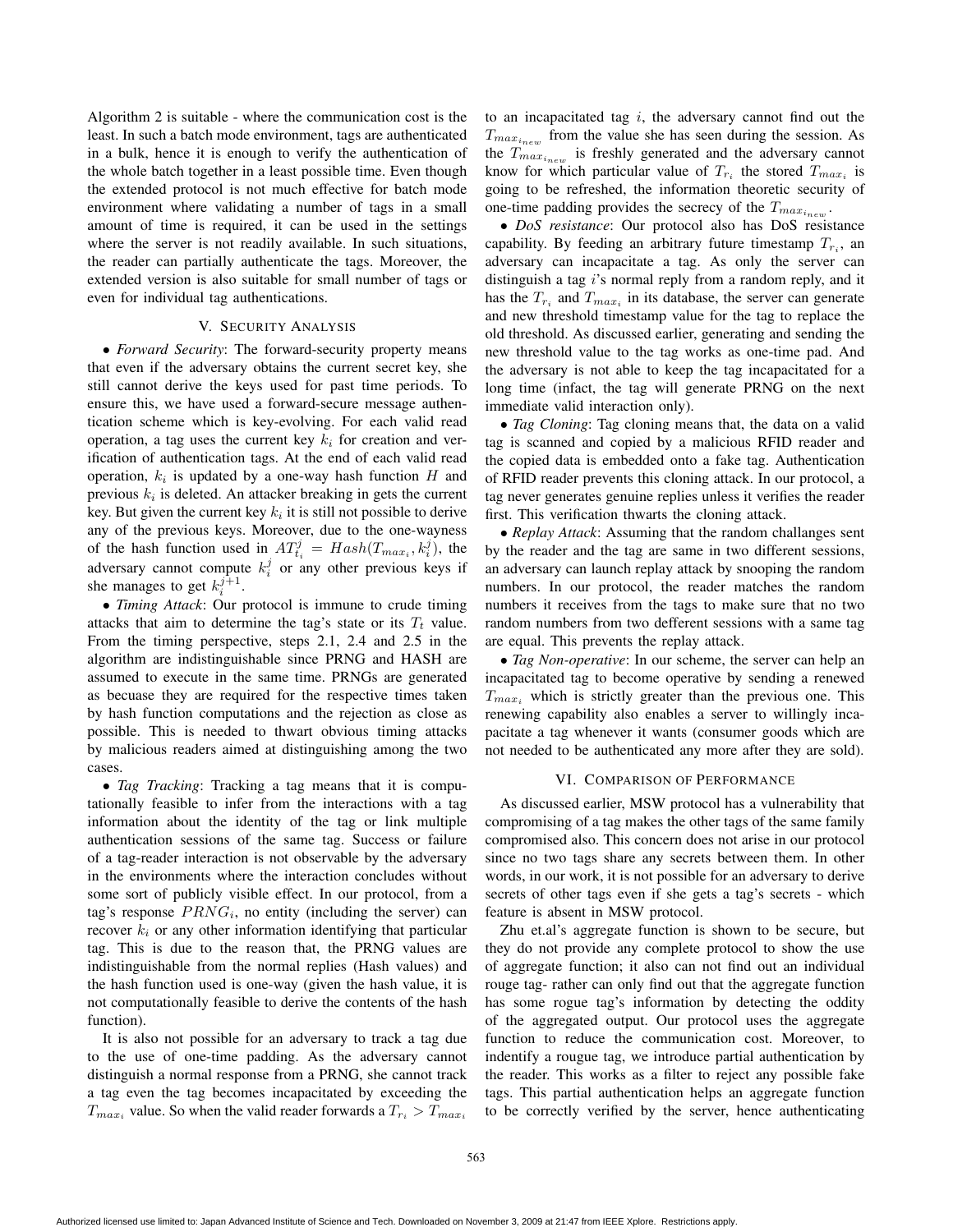Algorithm 2 is suitable - where the communication cost is the least. In such a batch mode environment, tags are authenticated in a bulk, hence it is enough to verify the authentication of the whole batch together in a least possible time. Even though the extended protocol is not much effective for batch mode environment where validating a number of tags in a small amount of time is required, it can be used in the settings where the server is not readily available. In such situations, the reader can partially authenticate the tags. Moreover, the extended version is also suitable for small number of tags or even for individual tag authentications.

## V. Security Analysis

• *Forward Security*: The forward-security property means that even if the adversary obtains the current secret key, she still cannot derive the keys used for past time periods. To ensure this, we have used a forward-secure message authentication scheme which is key-evolving. For each valid read operation, a tag uses the current key $k_i$ for creation and verification of authentication tags. At the end of each valid read operation, $k_i$ is updated by a one-way hash function $H$ and previous $k_i$ is deleted. An attacker breaking in gets the current key. But given the current key $k_i$ it is still not possible to derive any of the previous keys. Moreover, due to the one-wayness of the hash function used in $AT_{t_i}^j = Hash(T_{max_i}, k_i^j)$, the adversary cannot compute $k_i^j$ or any other previous keys if she manages to get $k_i^{j+1}$.

• *Timing Attack*: Our protocol is immune to crude timing attacks that aim to determine the tag's state or its $T_t$ value. From the timing perspective, steps 2.1, 2.4 and 2.5 in the algorithm are indistinguishable since PRNG and HASH are assumed to execute in the same time. PRNGs are generated as becuase they are required for the respective times taken by hash function computations and the rejection as close as possible. This is needed to thwart obvious timing attacks by malicious readers aimed at distinguishing among the two cases.

• *Tag Tracking*: Tracking a tag means that it is computationally feasible to infer from the interactions with a tag information about the identity of the tag or link multiple authentication sessions of the same tag. Success or failure of a tag-reader interaction is not observable by the adversary in the environments where the interaction concludes without some sort of publicly visible effect. In our protocol, from a tag's response $PRNG_i$, no entity (including the server) can recover $k_i$ or any other information identifying that particular tag. This is due to the reason that, the PRNG values are indistinguishable from the normal replies (Hash values) and the hash function used is one-way (given the hash value, it is not computationally feasible to derive the contents of the hash function).

It is also not possible for an adversary to track a tag due to the use of one-time padding. As the adversary cannot distinguish a normal response from a PRNG, she cannot track a tag even the tag becomes incapacitated by exceeding the $T_{max_i}$ value. So when the valid reader forwards a $T_{r_i} > T_{max_i}$ to an incapacitated tag $i$, the adversary cannot find out the $T_{max_{i_{new}}}$ from the value she has seen during the session. As the $T_{max_{i_{new}}}$ is freshly generated and the adversary cannot know for which particular value of $T_{r_i}$ the stored $T_{max_i}$ is going to be refreshed, the information theoretic security of one-time padding provides the secrecy of the $T_{max_{i_{new}}}$.

• *DoS resistance*: Our protocol also has DoS resistance capability. By feeding an arbitrary future timestamp $T_{r_i}$, an adversary can incapacitate a tag. As only the server can distinguish a tag $i$'s normal reply from a random reply, and it has the $T_{r_i}$ and $T_{max_i}$ in its database, the server can generate and new threshold timestamp value for the tag to replace the old threshold. As discussed earlier, generating and sending the new threshold value to the tag works as one-time pad. And the adversary is not able to keep the tag incapacitated for a long time (infact, the tag will generate PRNG on the next immediate valid interaction only).

• *Tag Cloning*: Tag cloning means that, the data on a valid tag is scanned and copied by a malicious RFID reader and the copied data is embedded onto a fake tag. Authentication of RFID reader prevents this cloning attack. In our protocol, a tag never generates genuine replies unless it verifies the reader first. This verification thwarts the cloning attack.

• *Replay Attack*: Assuming that the random challanges sent by the reader and the tag are same in two different sessions, an adversary can launch replay attack by snooping the random numbers. In our protocol, the reader matches the random numbers it receives from the tags to make sure that no two random numbers from two defferent sessions with a same tag are equal. This prevents the replay attack.

• *Tag Non-operative*: In our scheme, the server can help an incapacitated tag to become operative by sending a renewed $T_{max_i}$ which is strictly greater than the previous one. This renewing capability also enables a server to willingly incapacitate a tag whenever it wants (consumer goods which are not needed to be authenticated any more after they are sold).

## VI. Comparison of Performance

As discussed earlier, MSW protocol has a vulnerability that compromising of a tag makes the other tags of the same family compromised also. This concern does not arise in our protocol since no two tags share any secrets between them. In other words, in our work, it is not possible for an adversary to derive secrets of other tags even if she gets a tag's secrets - which feature is absent in MSW protocol.

Zhu et.al's aggregate function is shown to be secure, but they do not provide any complete protocol to show the use of aggregate function; it also can not find out an individual rouge tag- rather can only find out that the aggregate function has some rogue tag's information by detecting the oddity of the aggregated output. Our protocol uses the aggregate function to reduce the communication cost. Moreover, to indentify a rougue tag, we introduce partial authentication by the reader. This works as a filter to reject any possible fake tags. This partial authentication helps an aggregate function to be correctly verified by the server, hence authenticating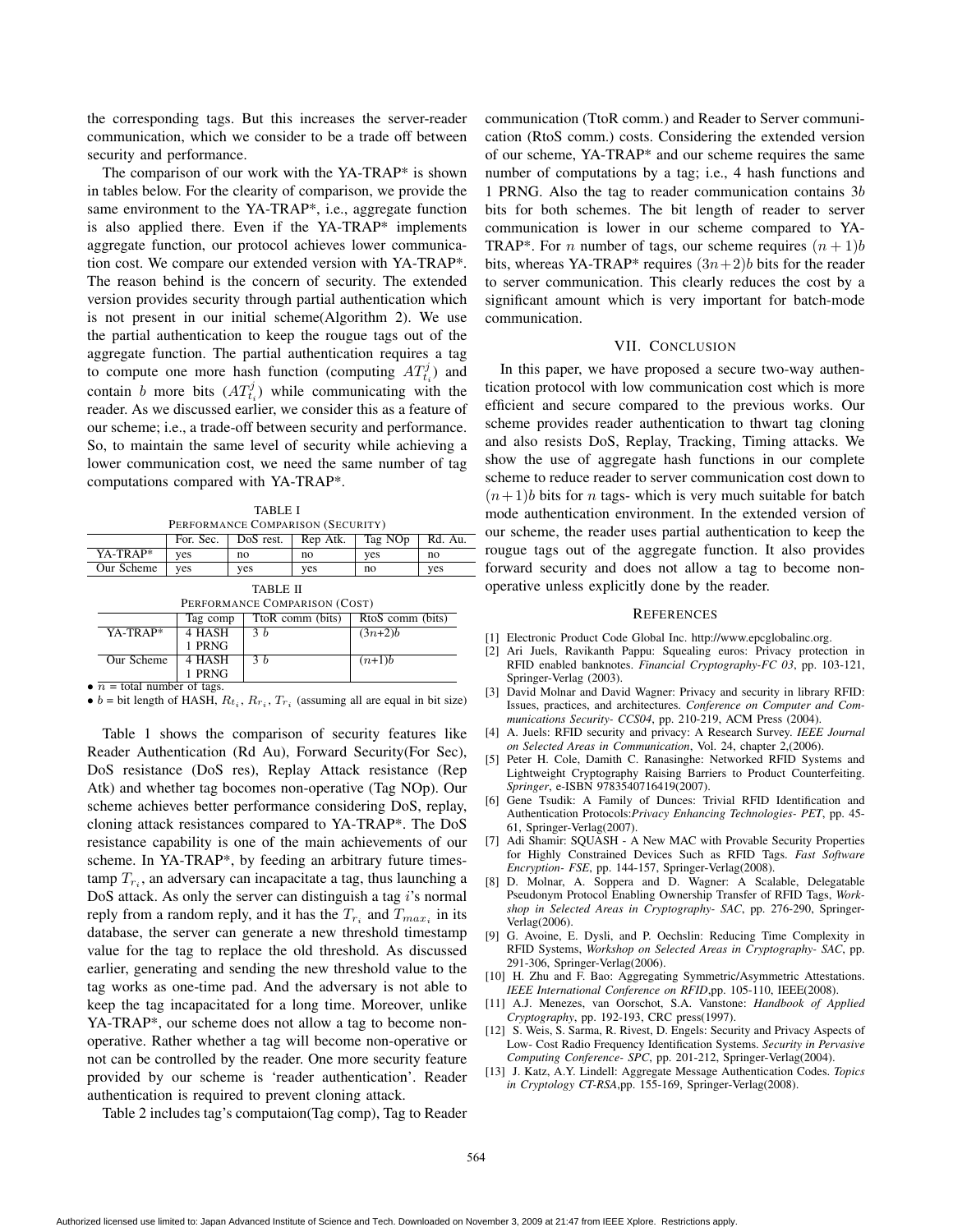the corresponding tags. But this increases the server-reader communication, which we consider to be a trade off between security and performance.

The comparison of our work with the YA-TRAP* is shown in tables below. For the clearity of comparison, we provide the same environment to the YA-TRAP*, i.e., aggregate function is also applied there. Even if the YA-TRAP* implements aggregate function, our protocol achieves lower communication cost. We compare our extended version with YA-TRAP*. The reason behind is the concern of security. The extended version provides security through partial authentication which is not present in our initial scheme(Algorithm 2). We use the partial authentication to keep the rougue tags out of the aggregate function. The partial authentication requires a tag to compute one more hash function (computing $AT_{t_i}^j$) and contain $b$ more bits ($AT_{t_i}^j$) while communicating with the reader. As we discussed earlier, we consider this as a feature of our scheme; i.e., a trade-off between security and performance. So, to maintain the same level of security while achieving a lower communication cost, we need the same number of tag computations compared with YA-TRAP*.

TABLE I
PERFORMANCE COMPARISON (SECURITY)

| | For. Sec. | DoS rest. | Rep Atk. | Tag NOp | Rd. Au. |
|---|---|---|---|---|---|
| YA-TRAP* | yes | no | no | yes | no |
| Our Scheme | yes | yes | yes | no | yes |

TABLE II
PERFORMANCE COMPARISON (COST)

| | Tag comp | TtoR comm (bits) | RtoS comm (bits) |
|---|---|---|---|
| YA-TRAP* | 4 HASH 1 PRNG | 3 $b$ | $(3n+2)b$ |
| Our Scheme | 4 HASH 1 PRNG | 3 $b$ | $(n+1)b$ |

• $n$ = total number of tags.
• $b$ = bit length of HASH, $R_{t_i}$, $R_{r_i}$, $T_{r_i}$ (assuming all are equal in bit size)

Table 1 shows the comparison of security features like Reader Authentication (Rd Au), Forward Security(For Sec), DoS resistance (DoS res), Replay Attack resistance (Rep Atk) and whether tag bocomes non-operative (Tag NOp). Our scheme achieves better performance considering DoS, replay, cloning attack resistances compared to YA-TRAP*. The DoS resistance capability is one of the main achievements of our scheme. In YA-TRAP*, by feeding an arbitrary future timestamp $T_{r_i}$, an adversary can incapacitate a tag, thus launching a DoS attack. As only the server can distinguish a tag $i$'s normal reply from a random reply, and it has the $T_{r_i}$ and $T_{max_i}$ in its database, the server can generate a new threshold timestamp value for the tag to replace the old threshold. As discussed earlier, generating and sending the new threshold value to the tag works as one-time pad. And the adversary is not able to keep the tag incapacitated for a long time. Moreover, unlike YA-TRAP*, our scheme does not allow a tag to become non-operative. Rather whether a tag will become non-operative or not can be controlled by the reader. One more security feature provided by our scheme is 'reader authentication'. Reader authentication is required to prevent cloning attack.

Table 2 includes tag's computaion(Tag comp), Tag to Reader communication (TtoR comm.) and Reader to Server communication (RtoS comm.) costs. Considering the extended version of our scheme, YA-TRAP* and our scheme requires the same number of computations by a tag; i.e., 4 hash functions and 1 PRNG. Also the tag to reader communication contains $3b$ bits for both schemes. The bit length of reader to server communication is lower in our scheme compared to YA-TRAP*. For $n$ number of tags, our scheme requires $(n+1)b$ bits, whereas YA-TRAP* requires $(3n+2)b$ bits for the reader to server communication. This clearly reduces the cost by a significant amount which is very important for batch-mode communication.

## VII. CONCLUSION

In this paper, we have proposed a secure two-way authentication protocol with low communication cost which is more efficient and secure compared to the previous works. Our scheme provides reader authentication to thwart tag cloning and also resists DoS, Replay, Tracking, Timing attacks. We show the use of aggregate hash functions in our complete scheme to reduce reader to server communication cost down to $(n+1)b$ bits for $n$ tags- which is very much suitable for batch mode authentication environment. In the extended version of our scheme, the reader uses partial authentication to keep the rougue tags out of the aggregate function. It also provides forward security and does not allow a tag to become non-operative unless explicitly done by the reader.

## REFERENCES

[1] Electronic Product Code Global Inc. http://www.epcglobalinc.org.

[2] Ari Juels, Ravikanth Pappu: Squealing euros: Privacy protection in RFID enabled banknotes. *Financial Cryptography-FC 03*, pp. 103-121, Springer-Verlag (2003).

[3] David Molnar and David Wagner: Privacy and security in library RFID: Issues, practices, and architectures. *Conference on Computer and Communications Security- CCS04*, pp. 210-219, ACM Press (2004).

[4] A. Juels: RFID security and privacy: A Research Survey. *IEEE Journal on Selected Areas in Communication*, Vol. 24, chapter 2,(2006).

[5] Peter H. Cole, Damith C. Ranasinghe: Networked RFID Systems and Lightweight Cryptography Raising Barriers to Product Counterfeiting. *Springer*, e-ISBN 9783540716419(2007).

[6] Gene Tsudik: A Family of Dunces: Trivial RFID Identification and Authentication Protocols:*Privacy Enhancing Technologies- PET*, pp. 45-61, Springer-Verlag(2007).

[7] Adi Shamir: SQUASH - A New MAC with Provable Security Properties for Highly Constrained Devices Such as RFID Tags. *Fast Software Encryption- FSE*, pp. 144-157, Springer-Verlag(2008).

[8] D. Molnar, A. Soppera and D. Wagner: A Scalable, Delegatable Pseudonym Protocol Enabling Ownership Transfer of RFID Tags, *Workshop in Selected Areas in Cryptography- SAC*, pp. 276-290, Springer-Verlag(2006).

[9] G. Avoine, E. Dysli, and P. Oechslin: Reducing Time Complexity in RFID Systems, *Workshop on Selected Areas in Cryptography- SAC*, pp. 291-306, Springer-Verlag(2006).

[10] H. Zhu and F. Bao: Aggregating Symmetric/Asymmetric Attestations. *IEEE International Conference on RFID*,pp. 105-110, IEEE(2008).

[11] A.J. Menezes, van Oorschot, S.A. Vanstone: *Handbook of Applied Cryptography*, pp. 192-193, CRC press(1997).

[12] S. Weis, S. Sarma, R. Rivest, D. Engels: Security and Privacy Aspects of Low- Cost Radio Frequency Identification Systems. *Security in Pervasive Computing Conference- SPC*, pp. 201-212, Springer-Verlag(2004).

[13] J. Katz, A.Y. Lindell: Aggregate Message Authentication Codes. *Topics in Cryptology CT-RSA*,pp. 155-169, Springer-Verlag(2008).